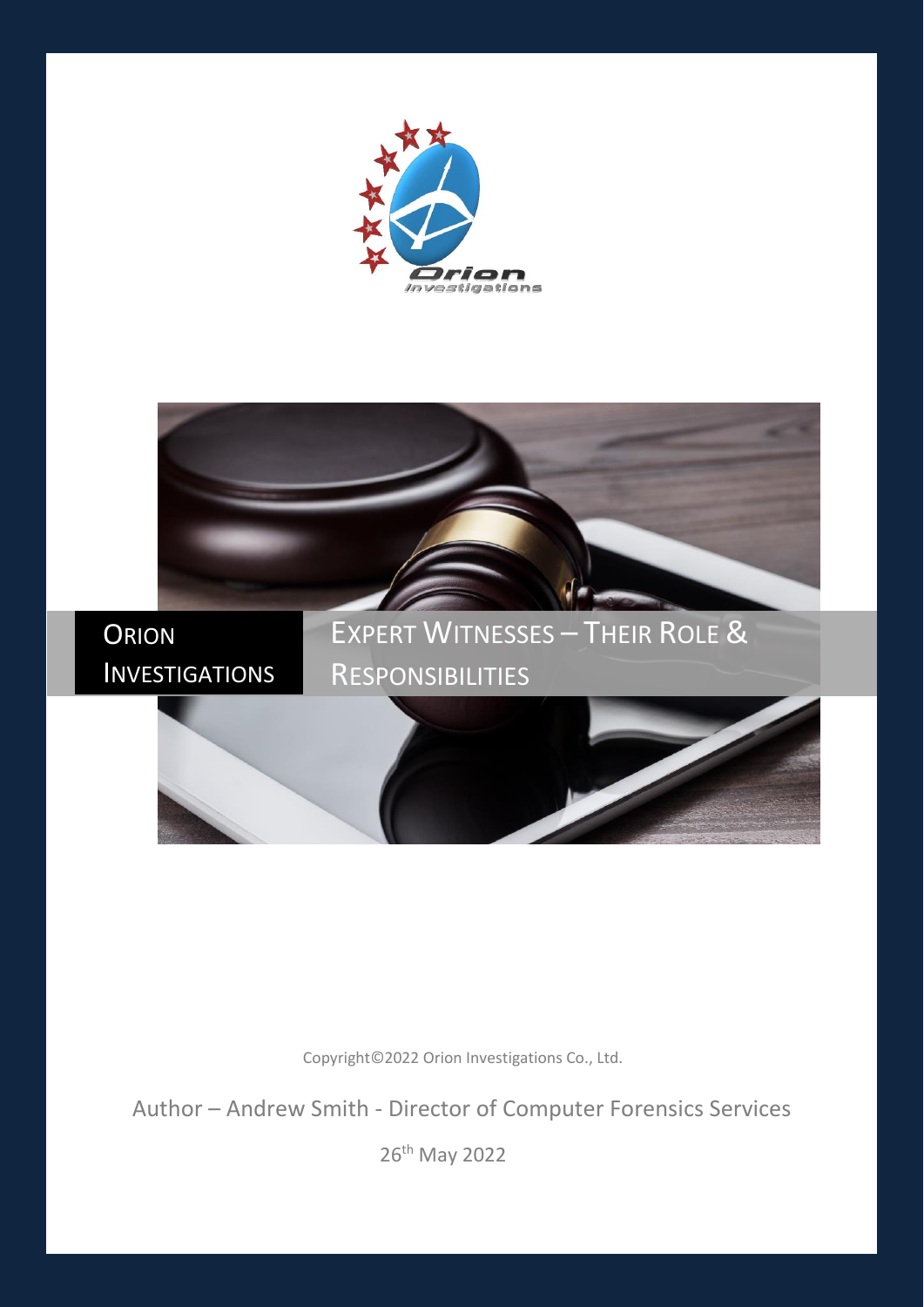# Orion Investigations

# Expert Witnesses – Their Role & Responsibilities

Copyright©2022 Orion Investigations Co., Ltd.

Author – Andrew Smith - Director of Computer Forensics Services

26th May 2022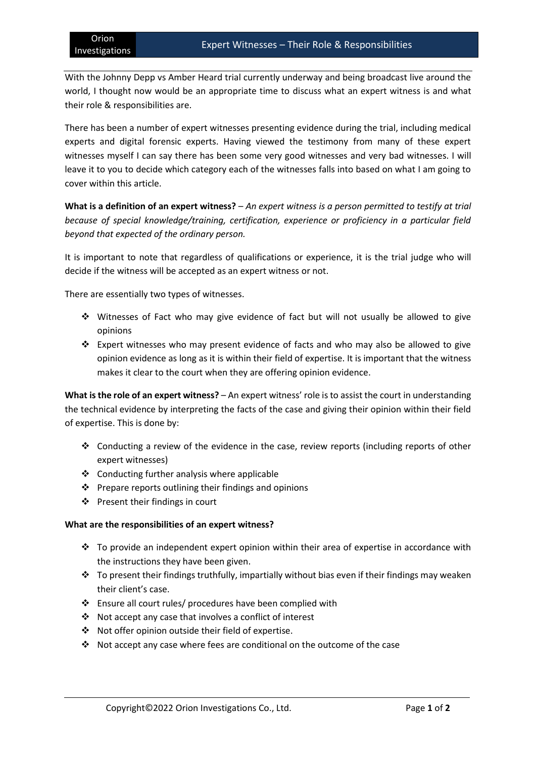With the Johnny Depp vs Amber Heard trial currently underway and being broadcast live around the world, I thought now would be an appropriate time to discuss what an expert witness is and what their role & responsibilities are.

There has been a number of expert witnesses presenting evidence during the trial, including medical experts and digital forensic experts. Having viewed the testimony from many of these expert witnesses myself I can say there has been some very good witnesses and very bad witnesses. I will leave it to you to decide which category each of the witnesses falls into based on what I am going to cover within this article.

**What is a definition of an expert witness?** – *An expert witness is a person permitted to testify at trial because of special knowledge/training, certification, experience or proficiency in a particular field beyond that expected of the ordinary person.*

It is important to note that regardless of qualifications or experience, it is the trial judge who will decide if the witness will be accepted as an expert witness or not.

There are essentially two types of witnesses.

- Witnesses of Fact who may give evidence of fact but will not usually be allowed to give opinions
- Expert witnesses who may present evidence of facts and who may also be allowed to give opinion evidence as long as it is within their field of expertise. It is important that the witness makes it clear to the court when they are offering opinion evidence.

**What is the role of an expert witness?** – An expert witness' role is to assist the court in understanding the technical evidence by interpreting the facts of the case and giving their opinion within their field of expertise. This is done by:

- Conducting a review of the evidence in the case, review reports (including reports of other expert witnesses)
- Conducting further analysis where applicable
- Prepare reports outlining their findings and opinions
- Present their findings in court

**What are the responsibilities of an expert witness?**

- To provide an independent expert opinion within their area of expertise in accordance with the instructions they have been given.
- To present their findings truthfully, impartially without bias even if their findings may weaken their client's case.
- Ensure all court rules/ procedures have been complied with
- Not accept any case that involves a conflict of interest
- Not offer opinion outside their field of expertise.
- Not accept any case where fees are conditional on the outcome of the case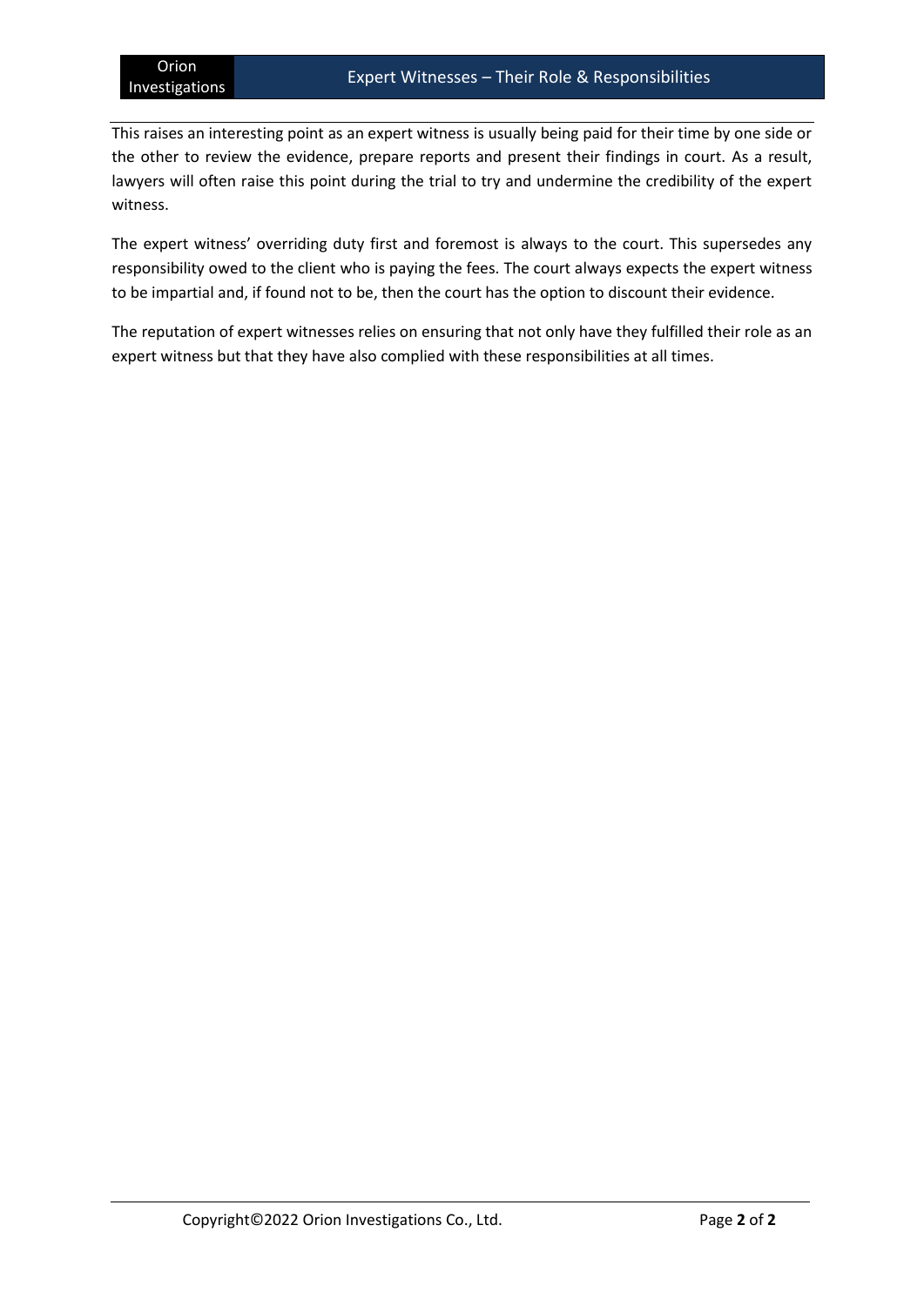This raises an interesting point as an expert witness is usually being paid for their time by one side or the other to review the evidence, prepare reports and present their findings in court. As a result, lawyers will often raise this point during the trial to try and undermine the credibility of the expert witness.

The expert witness' overriding duty first and foremost is always to the court. This supersedes any responsibility owed to the client who is paying the fees. The court always expects the expert witness to be impartial and, if found not to be, then the court has the option to discount their evidence.

The reputation of expert witnesses relies on ensuring that not only have they fulfilled their role as an expert witness but that they have also complied with these responsibilities at all times.